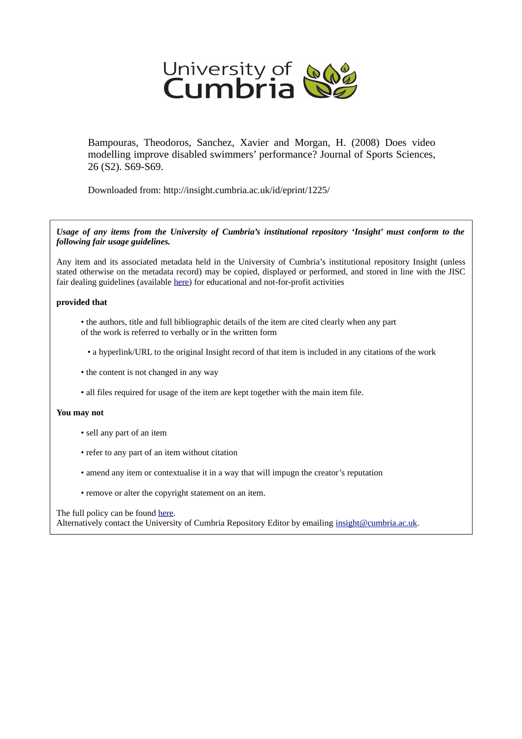University of Cumbria

Bampouras, Theodoros, Sanchez, Xavier and Morgan, H. (2008) Does video modelling improve disabled swimmers' performance? Journal of Sports Sciences, 26 (S2). S69-S69.

Downloaded from: http://insight.cumbria.ac.uk/id/eprint/1225/

***Usage of any items from the University of Cumbria's institutional repository 'Insight' must conform to the following fair usage guidelines.***

Any item and its associated metadata held in the University of Cumbria's institutional repository Insight (unless stated otherwise on the metadata record) may be copied, displayed or performed, and stored in line with the JISC fair dealing guidelines (available here) for educational and not-for-profit activities

**provided that**

- the authors, title and full bibliographic details of the item are cited clearly when any part of the work is referred to verbally or in the written form
- a hyperlink/URL to the original Insight record of that item is included in any citations of the work
- the content is not changed in any way
- all files required for usage of the item are kept together with the main item file.

**You may not**

- sell any part of an item
- refer to any part of an item without citation
- amend any item or contextualise it in a way that will impugn the creator's reputation
- remove or alter the copyright statement on an item.

The full policy can be found here.
Alternatively contact the University of Cumbria Repository Editor by emailing insight@cumbria.ac.uk.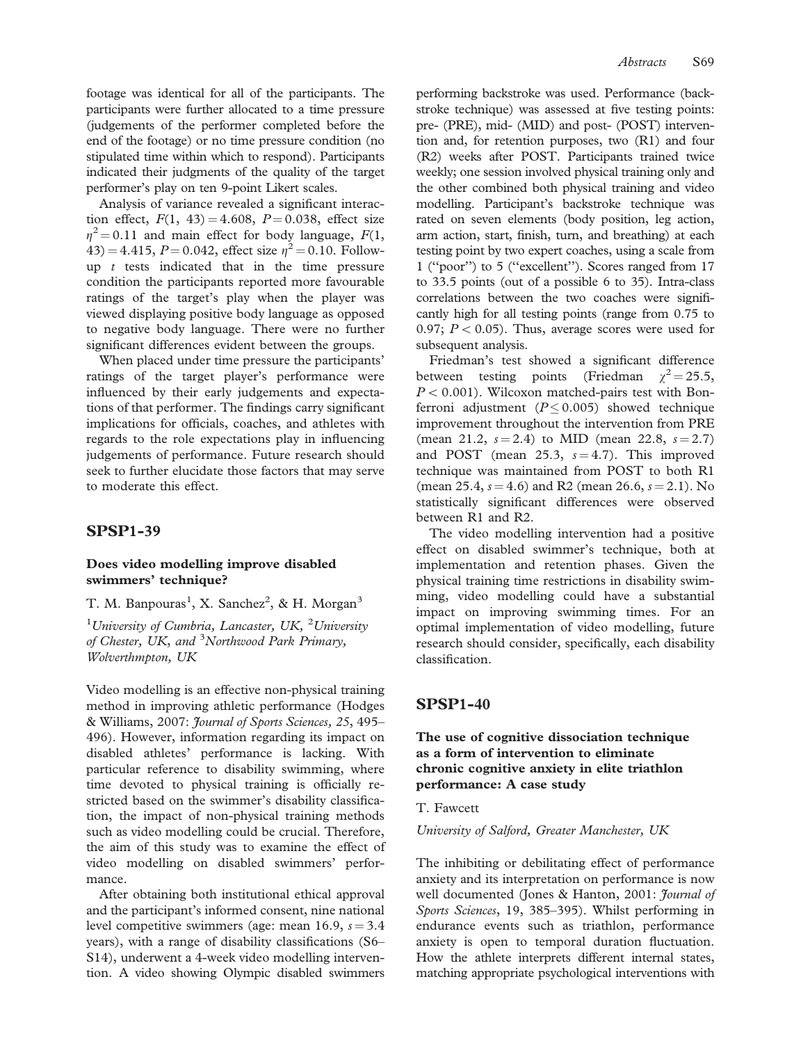footage was identical for all of the participants. The participants were further allocated to a time pressure (judgements of the performer completed before the end of the footage) or no time pressure condition (no stipulated time within which to respond). Participants indicated their judgments of the quality of the target performer's play on ten 9-point Likert scales.

Analysis of variance revealed a significant interaction effect, $F(1, 43) = 4.608$, $P = 0.038$, effect size $\eta^2 = 0.11$ and main effect for body language, $F(1, 43) = 4.415$, $P = 0.042$, effect size $\eta^2 = 0.10$. Follow-up $t$ tests indicated that in the time pressure condition the participants reported more favourable ratings of the target's play when the player was viewed displaying positive body language as opposed to negative body language. There were no further significant differences evident between the groups.

When placed under time pressure the participants' ratings of the target player's performance were influenced by their early judgements and expectations of that performer. The findings carry significant implications for officials, coaches, and athletes with regards to the role expectations play in influencing judgements of performance. Future research should seek to further elucidate those factors that may serve to moderate this effect.

## SPSP1-39

### Does video modelling improve disabled swimmers' technique?

T. M. Banpouras[1], X. Sanchez[2], & H. Morgan[3]

[1]*University of Cumbria, Lancaster, UK,* [2]*University of Chester, UK, and* [3]*Northwood Park Primary, Wolverthmpton, UK*

Video modelling is an effective non-physical training method in improving athletic performance (Hodges & Williams, 2007: *Journal of Sports Sciences, 25*, 495–496). However, information regarding its impact on disabled athletes' performance is lacking. With particular reference to disability swimming, where time devoted to physical training is officially restricted based on the swimmer's disability classification, the impact of non-physical training methods such as video modelling could be crucial. Therefore, the aim of this study was to examine the effect of video modelling on disabled swimmers' performance.

After obtaining both institutional ethical approval and the participant's informed consent, nine national level competitive swimmers (age: mean 16.9, $s = 3.4$ years), with a range of disability classifications (S6–S14), underwent a 4-week video modelling intervention. A video showing Olympic disabled swimmers performing backstroke was used. Performance (backstroke technique) was assessed at five testing points: pre- (PRE), mid- (MID) and post- (POST) intervention and, for retention purposes, two (R1) and four (R2) weeks after POST. Participants trained twice weekly; one session involved physical training only and the other combined both physical training and video modelling. Participant's backstroke technique was rated on seven elements (body position, leg action, arm action, start, finish, turn, and breathing) at each testing point by two expert coaches, using a scale from 1 ("poor") to 5 ("excellent"). Scores ranged from 17 to 33.5 points (out of a possible 6 to 35). Intra-class correlations between the two coaches were significantly high for all testing points (range from 0.75 to 0.97; $P < 0.05$). Thus, average scores were used for subsequent analysis.

Friedman's test showed a significant difference between testing points (Friedman $\chi^2 = 25.5$, $P < 0.001$). Wilcoxon matched-pairs test with Bonferroni adjustment ($P \leq 0.005$) showed technique improvement throughout the intervention from PRE (mean 21.2, $s = 2.4$) to MID (mean 22.8, $s = 2.7$) and POST (mean 25.3, $s = 4.7$). This improved technique was maintained from POST to both R1 (mean 25.4, $s = 4.6$) and R2 (mean 26.6, $s = 2.1$). No statistically significant differences were observed between R1 and R2.

The video modelling intervention had a positive effect on disabled swimmer's technique, both at implementation and retention phases. Given the physical training time restrictions in disability swimming, video modelling could have a substantial impact on improving swimming times. For an optimal implementation of video modelling, future research should consider, specifically, each disability classification.

## SPSP1-40

### The use of cognitive dissociation technique as a form of intervention to eliminate chronic cognitive anxiety in elite triathlon performance: A case study

T. Fawcett

*University of Salford, Greater Manchester, UK*

The inhibiting or debilitating effect of performance anxiety and its interpretation on performance is now well documented (Jones & Hanton, 2001: *Journal of Sports Sciences*, 19, 385–395). Whilst performing in endurance events such as triathlon, performance anxiety is open to temporal duration fluctuation. How the athlete interprets different internal states, matching appropriate psychological interventions with